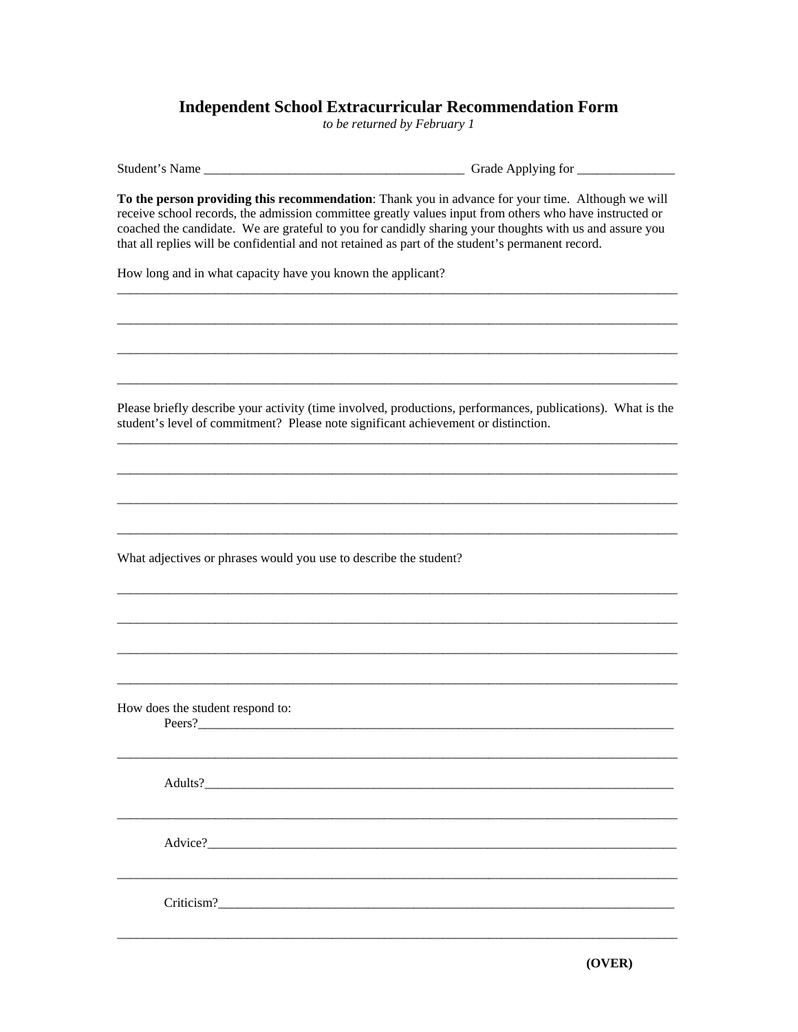# Independent School Extracurricular Recommendation Form

*to be returned by February 1*

Student's Name ________________________________________ Grade Applying for _______________

**To the person providing this recommendation**: Thank you in advance for your time. Although we will receive school records, the admission committee greatly values input from others who have instructed or coached the candidate. We are grateful to you for candidly sharing your thoughts with us and assure you that all replies will be confidential and not retained as part of the student's permanent record.

How long and in what capacity have you known the applicant?

_____________________________________________________________________________________

_____________________________________________________________________________________

_____________________________________________________________________________________

_____________________________________________________________________________________

Please briefly describe your activity (time involved, productions, performances, publications). What is the student's level of commitment? Please note significant achievement or distinction.

_____________________________________________________________________________________

_____________________________________________________________________________________

_____________________________________________________________________________________

_____________________________________________________________________________________

What adjectives or phrases would you use to describe the student?

_____________________________________________________________________________________

_____________________________________________________________________________________

_____________________________________________________________________________________

_____________________________________________________________________________________

How does the student respond to:

Peers?_______________________________________________________________________________

_____________________________________________________________________________________

Adults?______________________________________________________________________________

_____________________________________________________________________________________

Advice?______________________________________________________________________________

_____________________________________________________________________________________

Criticism?____________________________________________________________________________

_____________________________________________________________________________________

**(OVER)**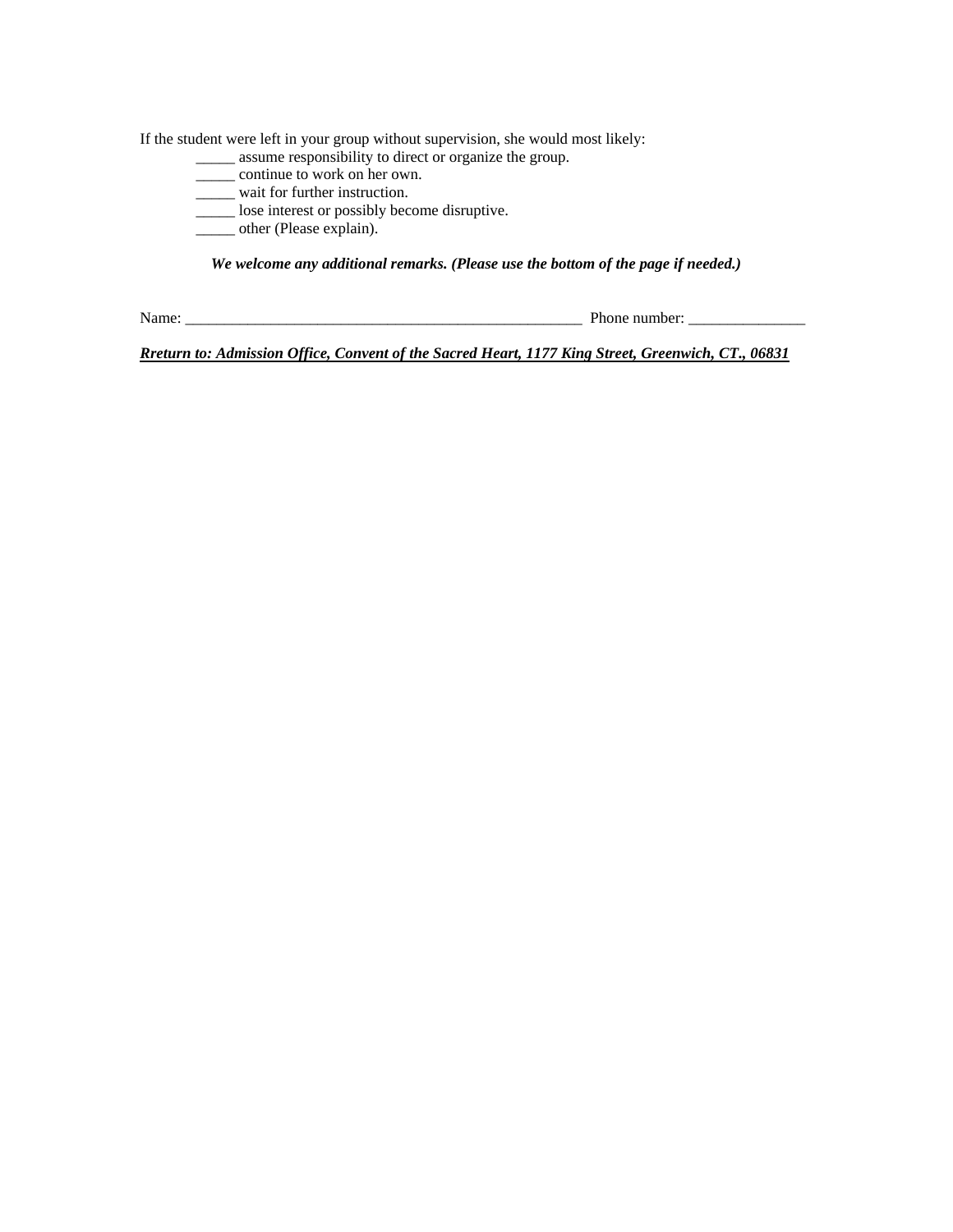If the student were left in your group without supervision, she would most likely:

_____ assume responsibility to direct or organize the group.
_____ continue to work on her own.
_____ wait for further instruction.
_____ lose interest or possibly become disruptive.
_____ other (Please explain).

***We welcome any additional remarks. (Please use the bottom of the page if needed.)***

Name: _____________________________________________________ Phone number: _______________

***<u>Rreturn to: Admission Office, Convent of the Sacred Heart, 1177 King Street, Greenwich, CT., 06831</u>***